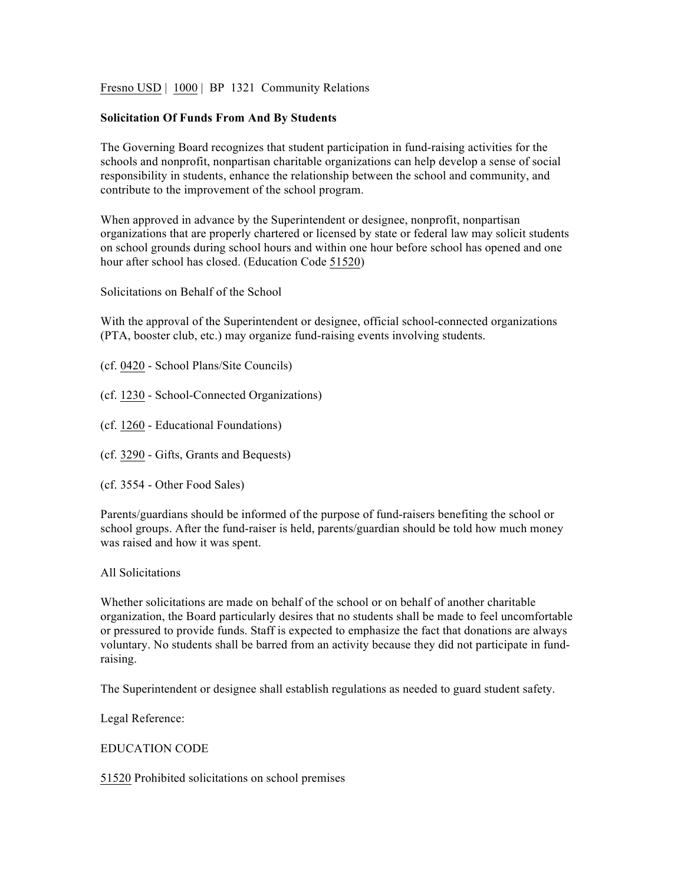Fresno USD | 1000 | BP 1321 Community Relations

**Solicitation Of Funds From And By Students**

The Governing Board recognizes that student participation in fund-raising activities for the schools and nonprofit, nonpartisan charitable organizations can help develop a sense of social responsibility in students, enhance the relationship between the school and community, and contribute to the improvement of the school program.

When approved in advance by the Superintendent or designee, nonprofit, nonpartisan organizations that are properly chartered or licensed by state or federal law may solicit students on school grounds during school hours and within one hour before school has opened and one hour after school has closed. (Education Code 51520)

Solicitations on Behalf of the School

With the approval of the Superintendent or designee, official school-connected organizations (PTA, booster club, etc.) may organize fund-raising events involving students.

(cf. 0420 - School Plans/Site Councils)

(cf. 1230 - School-Connected Organizations)

(cf. 1260 - Educational Foundations)

(cf. 3290 - Gifts, Grants and Bequests)

(cf. 3554 - Other Food Sales)

Parents/guardians should be informed of the purpose of fund-raisers benefiting the school or school groups. After the fund-raiser is held, parents/guardian should be told how much money was raised and how it was spent.

All Solicitations

Whether solicitations are made on behalf of the school or on behalf of another charitable organization, the Board particularly desires that no students shall be made to feel uncomfortable or pressured to provide funds. Staff is expected to emphasize the fact that donations are always voluntary. No students shall be barred from an activity because they did not participate in fund-raising.

The Superintendent or designee shall establish regulations as needed to guard student safety.

Legal Reference:

EDUCATION CODE

51520 Prohibited solicitations on school premises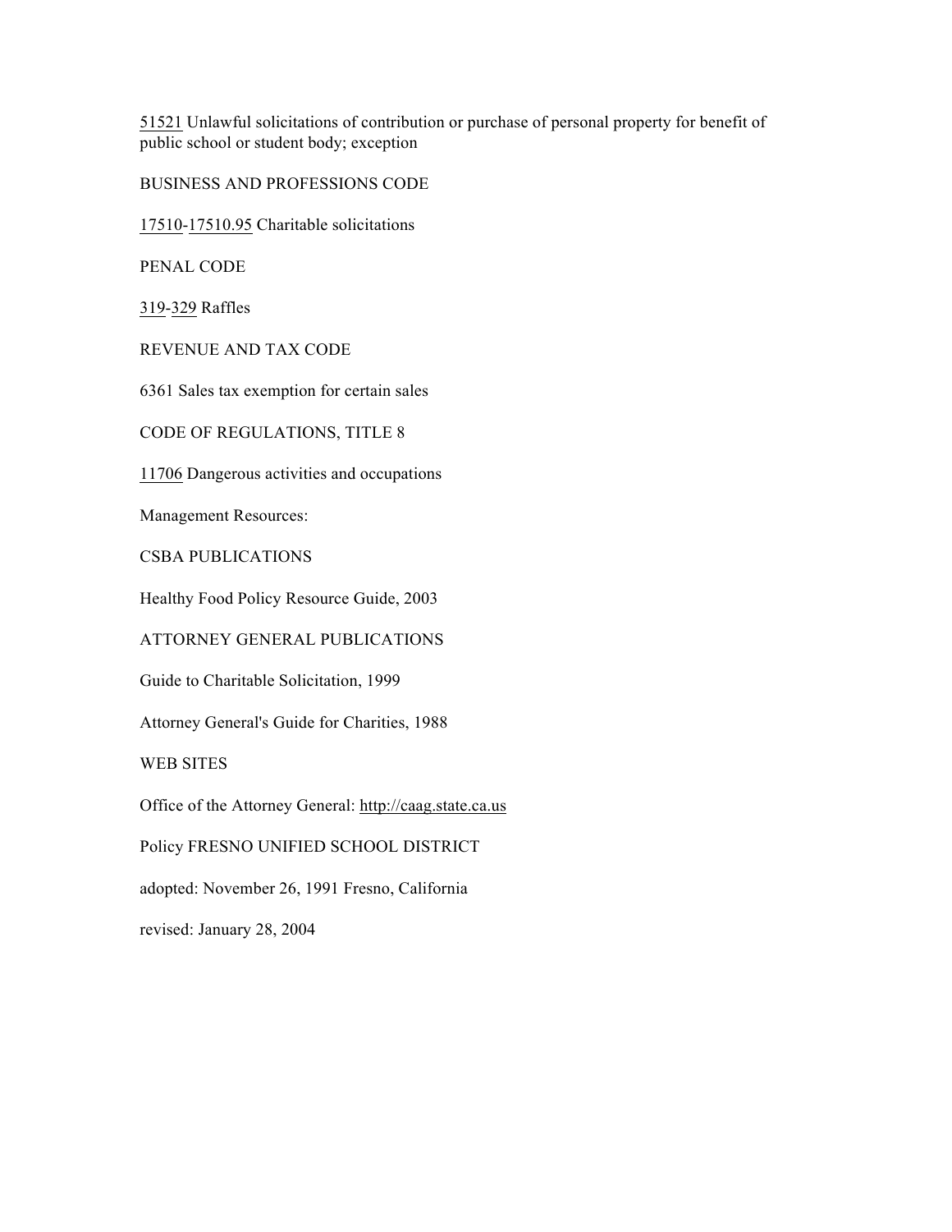51521 Unlawful solicitations of contribution or purchase of personal property for benefit of public school or student body; exception

BUSINESS AND PROFESSIONS CODE

17510-17510.95 Charitable solicitations

PENAL CODE

319-329 Raffles

REVENUE AND TAX CODE

6361 Sales tax exemption for certain sales

CODE OF REGULATIONS, TITLE 8

11706 Dangerous activities and occupations

Management Resources:

CSBA PUBLICATIONS

Healthy Food Policy Resource Guide, 2003

ATTORNEY GENERAL PUBLICATIONS

Guide to Charitable Solicitation, 1999

Attorney General's Guide for Charities, 1988

WEB SITES

Office of the Attorney General: http://caag.state.ca.us

Policy FRESNO UNIFIED SCHOOL DISTRICT

adopted: November 26, 1991 Fresno, California

revised: January 28, 2004